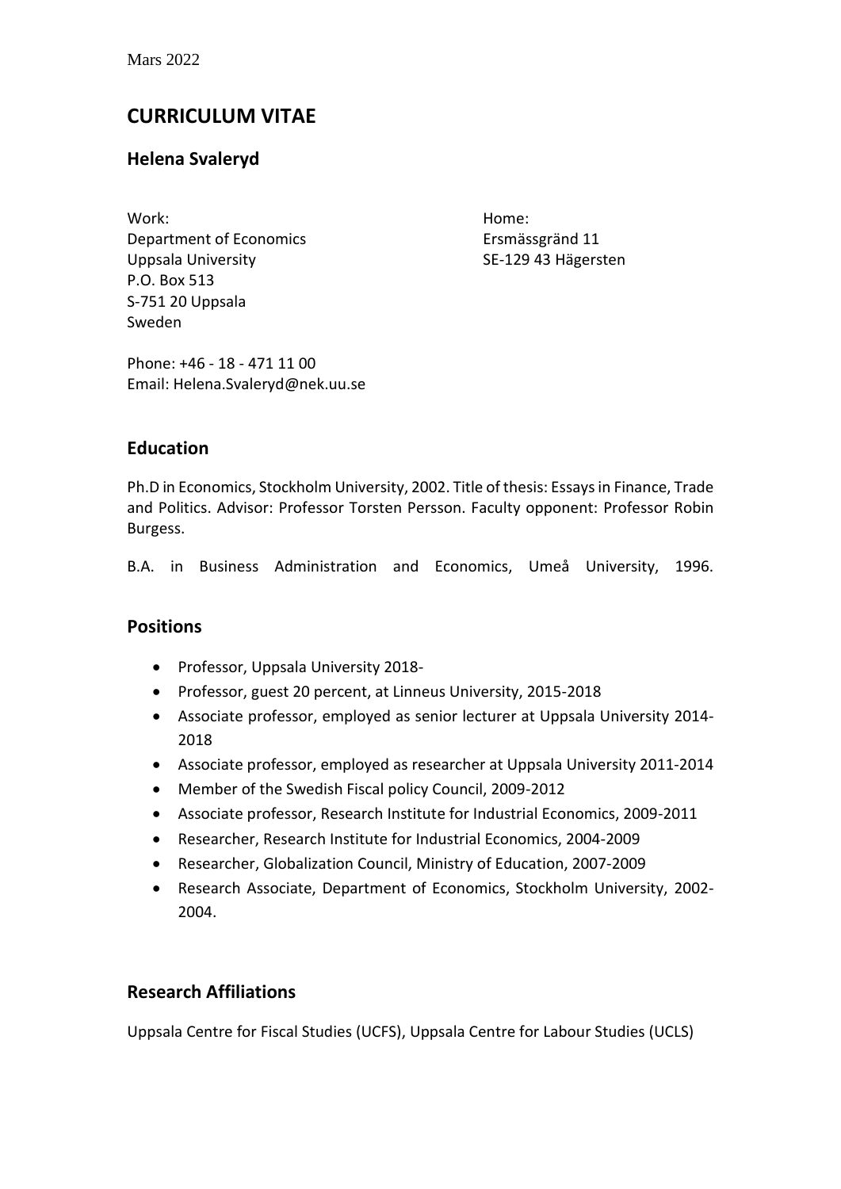Mars 2022

# CURRICULUM VITAE

## Helena Svaleryd

Work:
Department of Economics
Uppsala University
P.O. Box 513
S-751 20 Uppsala
Sweden

Home:
Ersmässgränd 11
SE-129 43 Hägersten

Phone: +46 - 18 - 471 11 00
Email: Helena.Svaleryd@nek.uu.se

## Education

Ph.D in Economics, Stockholm University, 2002. Title of thesis: Essays in Finance, Trade and Politics. Advisor: Professor Torsten Persson. Faculty opponent: Professor Robin Burgess.

B.A. in Business Administration and Economics, Umeå University, 1996.

## Positions

- Professor, Uppsala University 2018-
- Professor, guest 20 percent, at Linneus University, 2015-2018
- Associate professor, employed as senior lecturer at Uppsala University 2014-2018
- Associate professor, employed as researcher at Uppsala University 2011-2014
- Member of the Swedish Fiscal policy Council, 2009-2012
- Associate professor, Research Institute for Industrial Economics, 2009-2011
- Researcher, Research Institute for Industrial Economics, 2004-2009
- Researcher, Globalization Council, Ministry of Education, 2007-2009
- Research Associate, Department of Economics, Stockholm University, 2002-2004.

## Research Affiliations

Uppsala Centre for Fiscal Studies (UCFS), Uppsala Centre for Labour Studies (UCLS)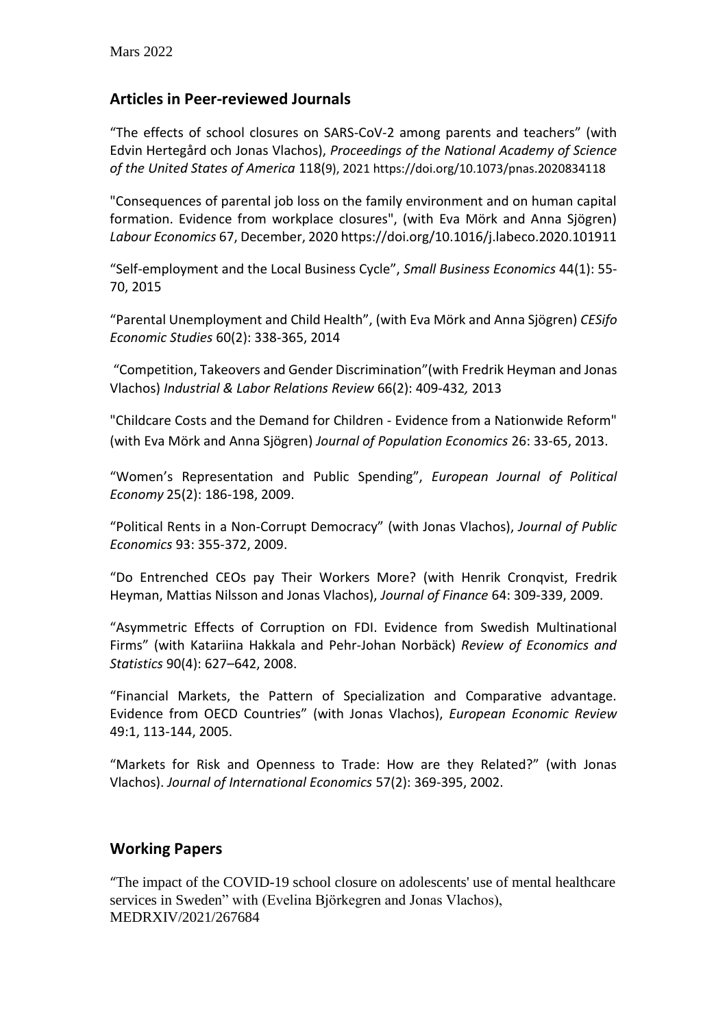Mars 2022

## Articles in Peer-reviewed Journals

"The effects of school closures on SARS-CoV-2 among parents and teachers" (with Edvin Hertegård och Jonas Vlachos), *Proceedings of the National Academy of Science of the United States of America* 118(9), 2021 https://doi.org/10.1073/pnas.2020834118

"Consequences of parental job loss on the family environment and on human capital formation. Evidence from workplace closures", (with Eva Mörk and Anna Sjögren) *Labour Economics* 67, December, 2020 https://doi.org/10.1016/j.labeco.2020.101911

"Self-employment and the Local Business Cycle", *Small Business Economics* 44(1): 55-70, 2015

"Parental Unemployment and Child Health", (with Eva Mörk and Anna Sjögren) *CESifo Economic Studies* 60(2): 338-365, 2014

"Competition, Takeovers and Gender Discrimination"(with Fredrik Heyman and Jonas Vlachos) *Industrial & Labor Relations Review* 66(2): 409-432*,* 2013

"Childcare Costs and the Demand for Children - Evidence from a Nationwide Reform" (with Eva Mörk and Anna Sjögren) *Journal of Population Economics* 26: 33-65, 2013.

"Women's Representation and Public Spending", *European Journal of Political Economy* 25(2): 186-198, 2009.

"Political Rents in a Non-Corrupt Democracy" (with Jonas Vlachos), *Journal of Public Economics* 93: 355-372, 2009.

"Do Entrenched CEOs pay Their Workers More? (with Henrik Cronqvist, Fredrik Heyman, Mattias Nilsson and Jonas Vlachos), *Journal of Finance* 64: 309-339, 2009.

"Asymmetric Effects of Corruption on FDI. Evidence from Swedish Multinational Firms" (with Katariina Hakkala and Pehr-Johan Norbäck) *Review of Economics and Statistics* 90(4): 627–642, 2008.

"Financial Markets, the Pattern of Specialization and Comparative advantage. Evidence from OECD Countries" (with Jonas Vlachos), *European Economic Review* 49:1, 113-144, 2005.

"Markets for Risk and Openness to Trade: How are they Related?" (with Jonas Vlachos). *Journal of International Economics* 57(2): 369-395, 2002.

## Working Papers

"The impact of the COVID-19 school closure on adolescents' use of mental healthcare services in Sweden" with (Evelina Björkegren and Jonas Vlachos), MEDRXIV/2021/267684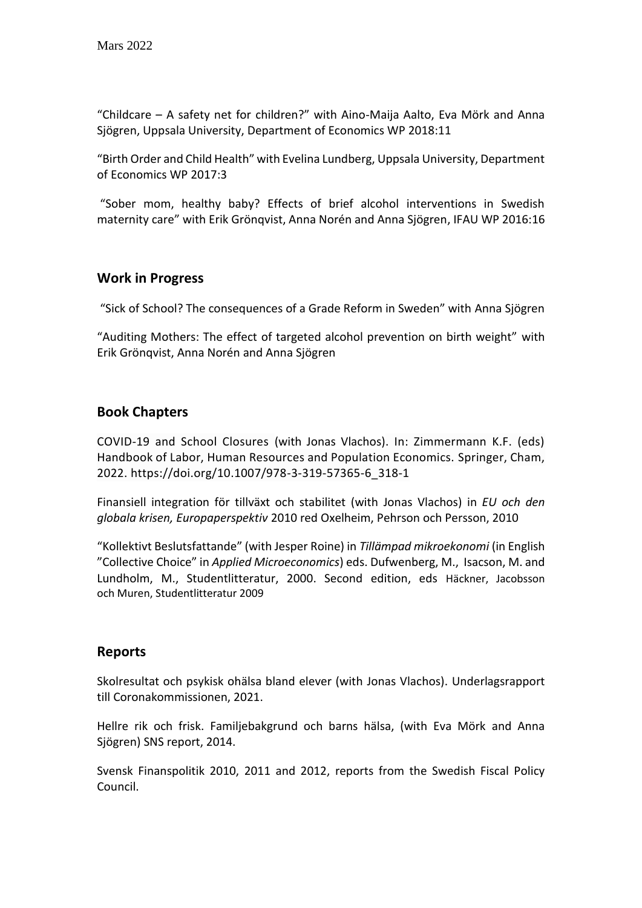"Childcare – A safety net for children?" with Aino-Maija Aalto, Eva Mörk and Anna Sjögren, Uppsala University, Department of Economics WP 2018:11

"Birth Order and Child Health" with Evelina Lundberg, Uppsala University, Department of Economics WP 2017:3

"Sober mom, healthy baby? Effects of brief alcohol interventions in Swedish maternity care" with Erik Grönqvist, Anna Norén and Anna Sjögren, IFAU WP 2016:16

## Work in Progress

"Sick of School? The consequences of a Grade Reform in Sweden" with Anna Sjögren

"Auditing Mothers: The effect of targeted alcohol prevention on birth weight" with Erik Grönqvist, Anna Norén and Anna Sjögren

## Book Chapters

COVID-19 and School Closures (with Jonas Vlachos). In: Zimmermann K.F. (eds) Handbook of Labor, Human Resources and Population Economics. Springer, Cham, 2022. https://doi.org/10.1007/978-3-319-57365-6_318-1

Finansiell integration för tillväxt och stabilitet (with Jonas Vlachos) in *EU och den globala krisen, Europaperspektiv* 2010 red Oxelheim, Pehrson och Persson, 2010

"Kollektivt Beslutsfattande" (with Jesper Roine) in *Tillämpad mikroekonomi* (in English "Collective Choice" in *Applied Microeconomics*) eds. Dufwenberg, M., Isacson, M. and Lundholm, M., Studentlitteratur, 2000. Second edition, eds Häckner, Jacobsson och Muren, Studentlitteratur 2009

## Reports

Skolresultat och psykisk ohälsa bland elever (with Jonas Vlachos). Underlagsrapport till Coronakommissionen, 2021.

Hellre rik och frisk. Familjebakgrund och barns hälsa, (with Eva Mörk and Anna Sjögren) SNS report, 2014.

Svensk Finanspolitik 2010, 2011 and 2012, reports from the Swedish Fiscal Policy Council.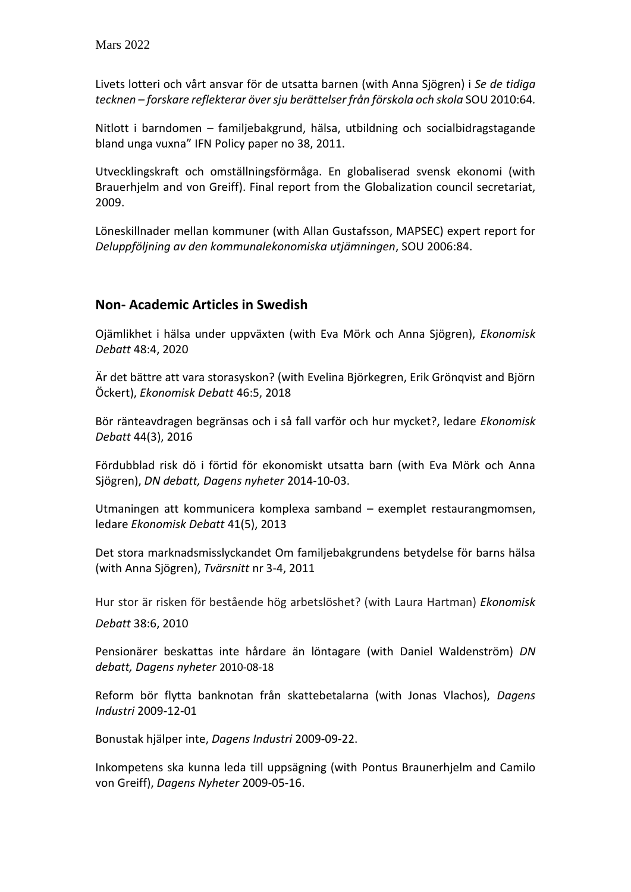Mars 2022

Livets lotteri och vårt ansvar för de utsatta barnen (with Anna Sjögren) i *Se de tidiga tecknen – forskare reflekterar över sju berättelser från förskola och skola* SOU 2010:64*.*

Nitlott i barndomen – familjebakgrund, hälsa, utbildning och socialbidragstagande bland unga vuxna" IFN Policy paper no 38, 2011.

Utvecklingskraft och omställningsförmåga. En globaliserad svensk ekonomi (with Brauerhjelm and von Greiff). Final report from the Globalization council secretariat, 2009.

Löneskillnader mellan kommuner (with Allan Gustafsson, MAPSEC) expert report for *Deluppföljning av den kommunalekonomiska utjämningen*, SOU 2006:84.

## Non- Academic Articles in Swedish

Ojämlikhet i hälsa under uppväxten (with Eva Mörk och Anna Sjögren), *Ekonomisk Debatt* 48:4, 2020

Är det bättre att vara storasyskon? (with Evelina Björkegren, Erik Grönqvist and Björn Öckert), *Ekonomisk Debatt* 46:5, 2018

Bör ränteavdragen begränsas och i så fall varför och hur mycket?, ledare *Ekonomisk Debatt* 44(3), 2016

Fördubblad risk dö i förtid för ekonomiskt utsatta barn (with Eva Mörk och Anna Sjögren), *DN debatt, Dagens nyheter* 2014-10-03.

Utmaningen att kommunicera komplexa samband – exemplet restaurangmomsen, ledare *Ekonomisk Debatt* 41(5), 2013

Det stora marknadsmisslyckandet Om familjebakgrundens betydelse för barns hälsa (with Anna Sjögren), *Tvärsnitt* nr 3-4, 2011

Hur stor är risken för bestående hög arbetslöshet? (with Laura Hartman) *Ekonomisk Debatt* 38:6, 2010

Pensionärer beskattas inte hårdare än löntagare (with Daniel Waldenström) *DN debatt, Dagens nyheter* 2010-08-18

Reform bör flytta banknotan från skattebetalarna (with Jonas Vlachos), *Dagens Industri* 2009-12-01

Bonustak hjälper inte, *Dagens Industri* 2009-09-22.

Inkompetens ska kunna leda till uppsägning (with Pontus Braunerhjelm and Camilo von Greiff), *Dagens Nyheter* 2009-05-16.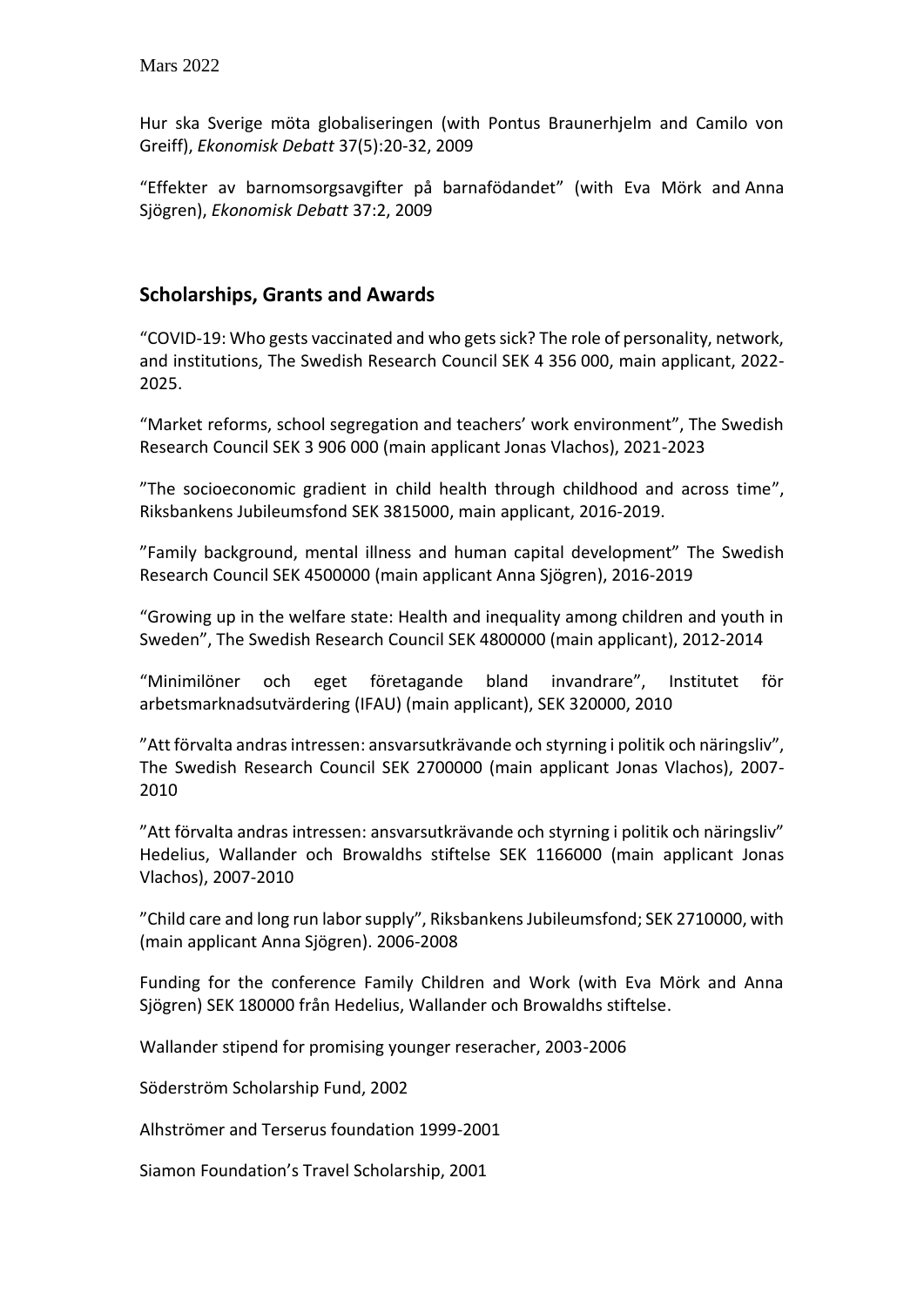Hur ska Sverige möta globaliseringen (with Pontus Braunerhjelm and Camilo von Greiff), *Ekonomisk Debatt* 37(5):20-32, 2009

"Effekter av barnomsorgsavgifter på barnafödandet" (with Eva Mörk and Anna Sjögren), *Ekonomisk Debatt* 37:2, 2009

## Scholarships, Grants and Awards

"COVID-19: Who gests vaccinated and who gets sick? The role of personality, network, and institutions, The Swedish Research Council SEK 4 356 000, main applicant, 2022-2025.

"Market reforms, school segregation and teachers' work environment", The Swedish Research Council SEK 3 906 000 (main applicant Jonas Vlachos), 2021-2023

"The socioeconomic gradient in child health through childhood and across time", Riksbankens Jubileumsfond SEK 3815000, main applicant, 2016-2019.

"Family background, mental illness and human capital development" The Swedish Research Council SEK 4500000 (main applicant Anna Sjögren), 2016-2019

"Growing up in the welfare state: Health and inequality among children and youth in Sweden", The Swedish Research Council SEK 4800000 (main applicant), 2012-2014

"Minimilöner och eget företagande bland invandrare", Institutet för arbetsmarknadsutvärdering (IFAU) (main applicant), SEK 320000, 2010

"Att förvalta andras intressen: ansvarsutkrävande och styrning i politik och näringsliv", The Swedish Research Council SEK 2700000 (main applicant Jonas Vlachos), 2007-2010

"Att förvalta andras intressen: ansvarsutkrävande och styrning i politik och näringsliv" Hedelius, Wallander och Browaldhs stiftelse SEK 1166000 (main applicant Jonas Vlachos), 2007-2010

"Child care and long run labor supply", Riksbankens Jubileumsfond; SEK 2710000, with (main applicant Anna Sjögren). 2006-2008

Funding for the conference Family Children and Work (with Eva Mörk and Anna Sjögren) SEK 180000 från Hedelius, Wallander och Browaldhs stiftelse.

Wallander stipend for promising younger reseracher, 2003-2006

Söderström Scholarship Fund, 2002

Alhströmer and Terserus foundation 1999-2001

Siamon Foundation's Travel Scholarship, 2001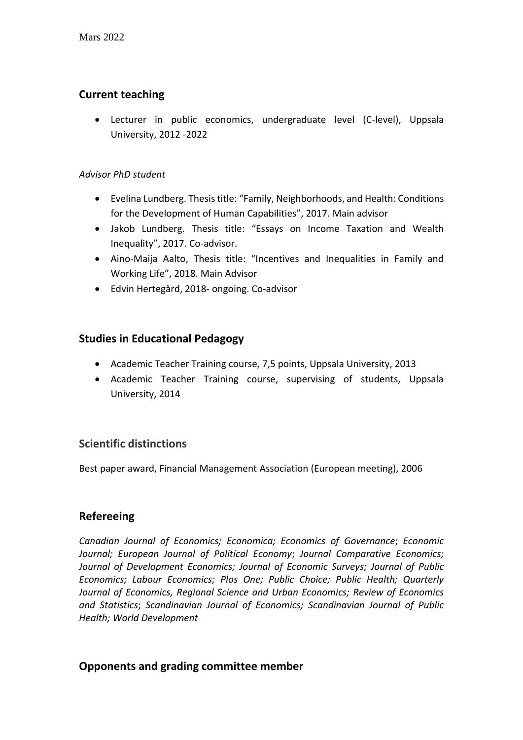Mars 2022

## Current teaching

- Lecturer in public economics, undergraduate level (C-level), Uppsala University, 2012 -2022

*Advisor PhD student*

- Evelina Lundberg. Thesis title: “Family, Neighborhoods, and Health: Conditions for the Development of Human Capabilities”, 2017. Main advisor
- Jakob Lundberg. Thesis title: “Essays on Income Taxation and Wealth Inequality”, 2017. Co-advisor.
- Aino-Maija Aalto, Thesis title: “Incentives and Inequalities in Family and Working Life”, 2018. Main Advisor
- Edvin Hertegård, 2018- ongoing. Co-advisor

## Studies in Educational Pedagogy

- Academic Teacher Training course, 7,5 points, Uppsala University, 2013
- Academic Teacher Training course, supervising of students, Uppsala University, 2014

## Scientific distinctions

Best paper award, Financial Management Association (European meeting), 2006

## Refereeing

*Canadian Journal of Economics; Economica; Economics of Governance*; *Economic Journal; European Journal of Political Economy*; *Journal Comparative Economics; Journal of Development Economics; Journal of Economic Surveys; Journal of Public Economics; Labour Economics; Plos One; Public Choice; Public Health; Quarterly Journal of Economics, Regional Science and Urban Economics; Review of Economics and Statistics*; *Scandinavian Journal of Economics; Scandinavian Journal of Public Health; World Development*

## Opponents and grading committee member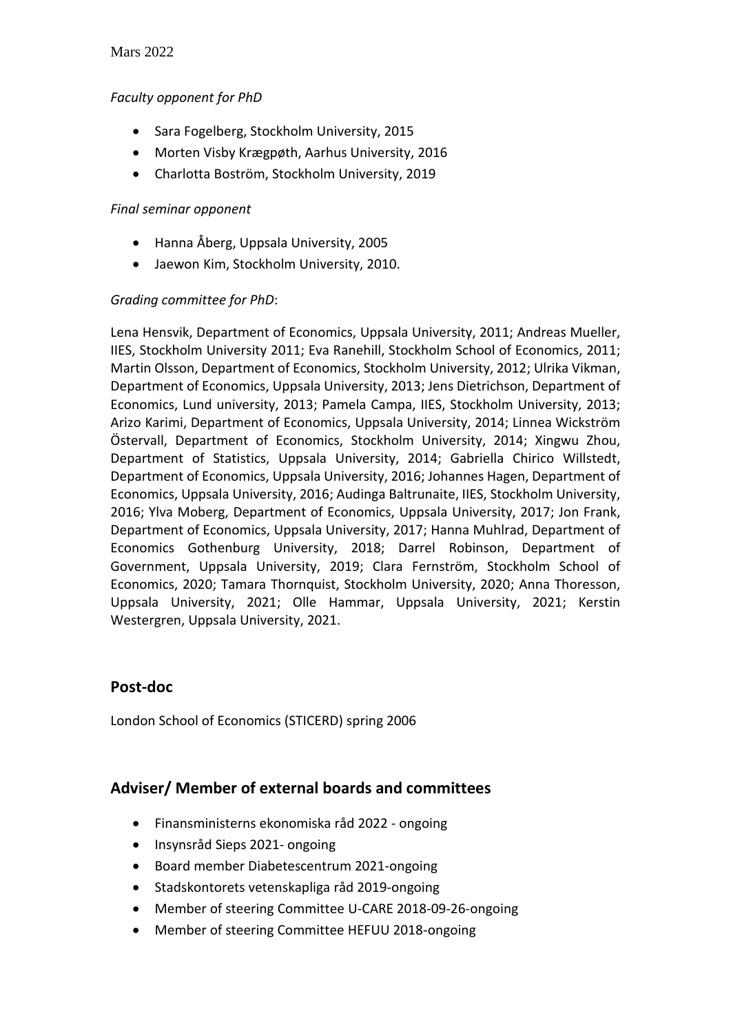*Faculty opponent for PhD*

- Sara Fogelberg, Stockholm University, 2015
- Morten Visby Krægpøth, Aarhus University, 2016
- Charlotta Boström, Stockholm University, 2019

*Final seminar opponent*

- Hanna Åberg, Uppsala University, 2005
- Jaewon Kim, Stockholm University, 2010.

*Grading committee for PhD*:

Lena Hensvik, Department of Economics, Uppsala University, 2011; Andreas Mueller, IIES, Stockholm University 2011; Eva Ranehill, Stockholm School of Economics, 2011; Martin Olsson, Department of Economics, Stockholm University, 2012; Ulrika Vikman, Department of Economics, Uppsala University, 2013; Jens Dietrichson, Department of Economics, Lund university, 2013; Pamela Campa, IIES, Stockholm University, 2013; Arizo Karimi, Department of Economics, Uppsala University, 2014; Linnea Wickström Östervall, Department of Economics, Stockholm University, 2014; Xingwu Zhou, Department of Statistics, Uppsala University, 2014; Gabriella Chirico Willstedt, Department of Economics, Uppsala University, 2016; Johannes Hagen, Department of Economics, Uppsala University, 2016; Audinga Baltrunaite, IIES, Stockholm University, 2016; Ylva Moberg, Department of Economics, Uppsala University, 2017; Jon Frank, Department of Economics, Uppsala University, 2017; Hanna Muhlrad, Department of Economics Gothenburg University, 2018; Darrel Robinson, Department of Government, Uppsala University, 2019; Clara Fernström, Stockholm School of Economics, 2020; Tamara Thornquist, Stockholm University, 2020; Anna Thoresson, Uppsala University, 2021; Olle Hammar, Uppsala University, 2021; Kerstin Westergren, Uppsala University, 2021.

## Post-doc

London School of Economics (STICERD) spring 2006

## Adviser/ Member of external boards and committees

- Finansministerns ekonomiska råd 2022 - ongoing
- Insynsråd Sieps 2021- ongoing
- Board member Diabetescentrum 2021-ongoing
- Stadskontorets vetenskapliga råd 2019-ongoing
- Member of steering Committee U-CARE 2018-09-26-ongoing
- Member of steering Committee HEFUU 2018-ongoing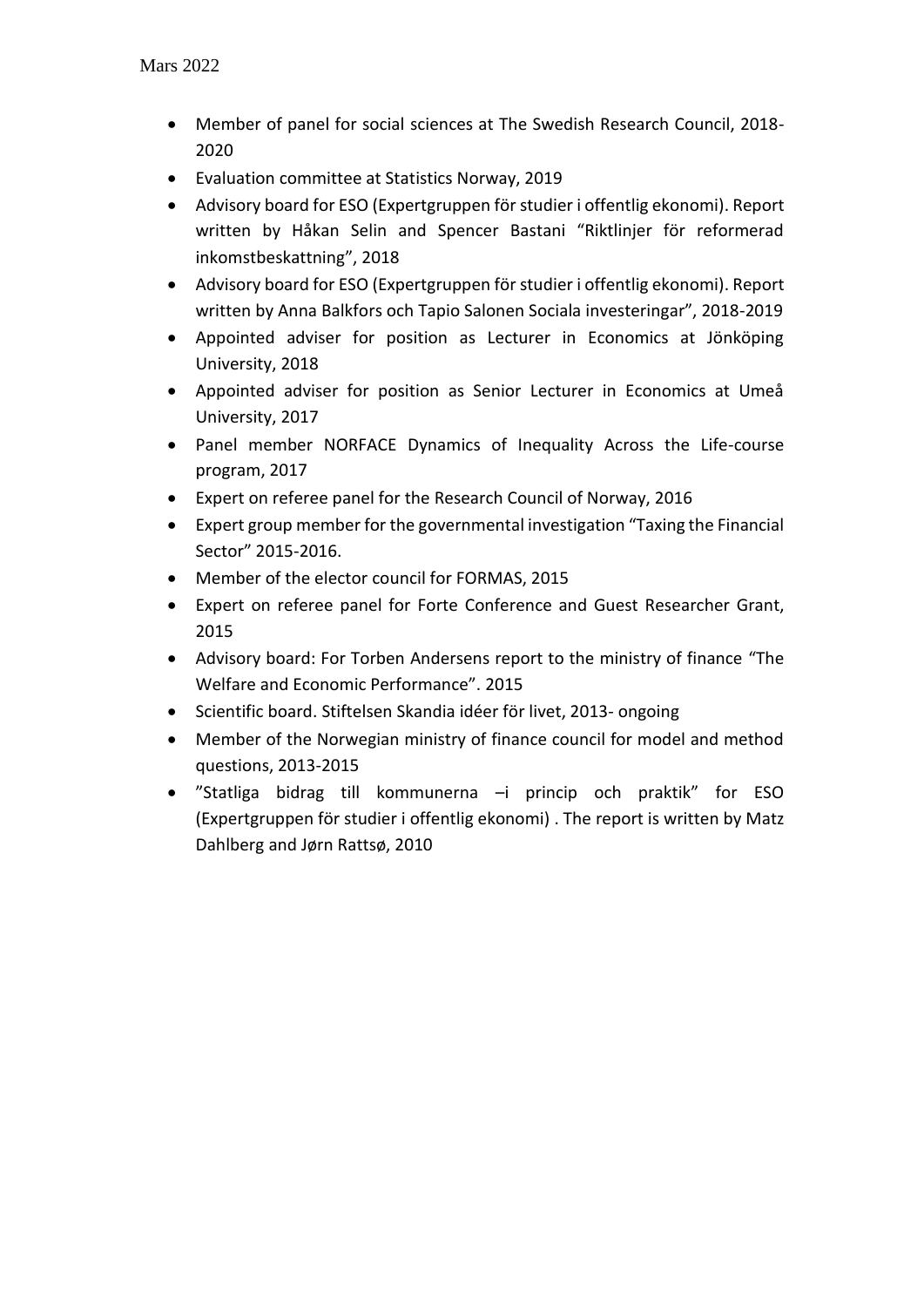- Member of panel for social sciences at The Swedish Research Council, 2018-2020
- Evaluation committee at Statistics Norway, 2019
- Advisory board for ESO (Expertgruppen för studier i offentlig ekonomi). Report written by Håkan Selin and Spencer Bastani "Riktlinjer för reformerad inkomstbeskattning", 2018
- Advisory board for ESO (Expertgruppen för studier i offentlig ekonomi). Report written by Anna Balkfors och Tapio Salonen Sociala investeringar", 2018-2019
- Appointed adviser for position as Lecturer in Economics at Jönköping University, 2018
- Appointed adviser for position as Senior Lecturer in Economics at Umeå University, 2017
- Panel member NORFACE Dynamics of Inequality Across the Life-course program, 2017
- Expert on referee panel for the Research Council of Norway, 2016
- Expert group member for the governmental investigation "Taxing the Financial Sector" 2015-2016.
- Member of the elector council for FORMAS, 2015
- Expert on referee panel for Forte Conference and Guest Researcher Grant, 2015
- Advisory board: For Torben Andersens report to the ministry of finance "The Welfare and Economic Performance". 2015
- Scientific board. Stiftelsen Skandia idéer för livet, 2013- ongoing
- Member of the Norwegian ministry of finance council for model and method questions, 2013-2015
- ”Statliga bidrag till kommunerna –i princip och praktik" for ESO (Expertgruppen för studier i offentlig ekonomi) . The report is written by Matz Dahlberg and Jørn Rattsø, 2010